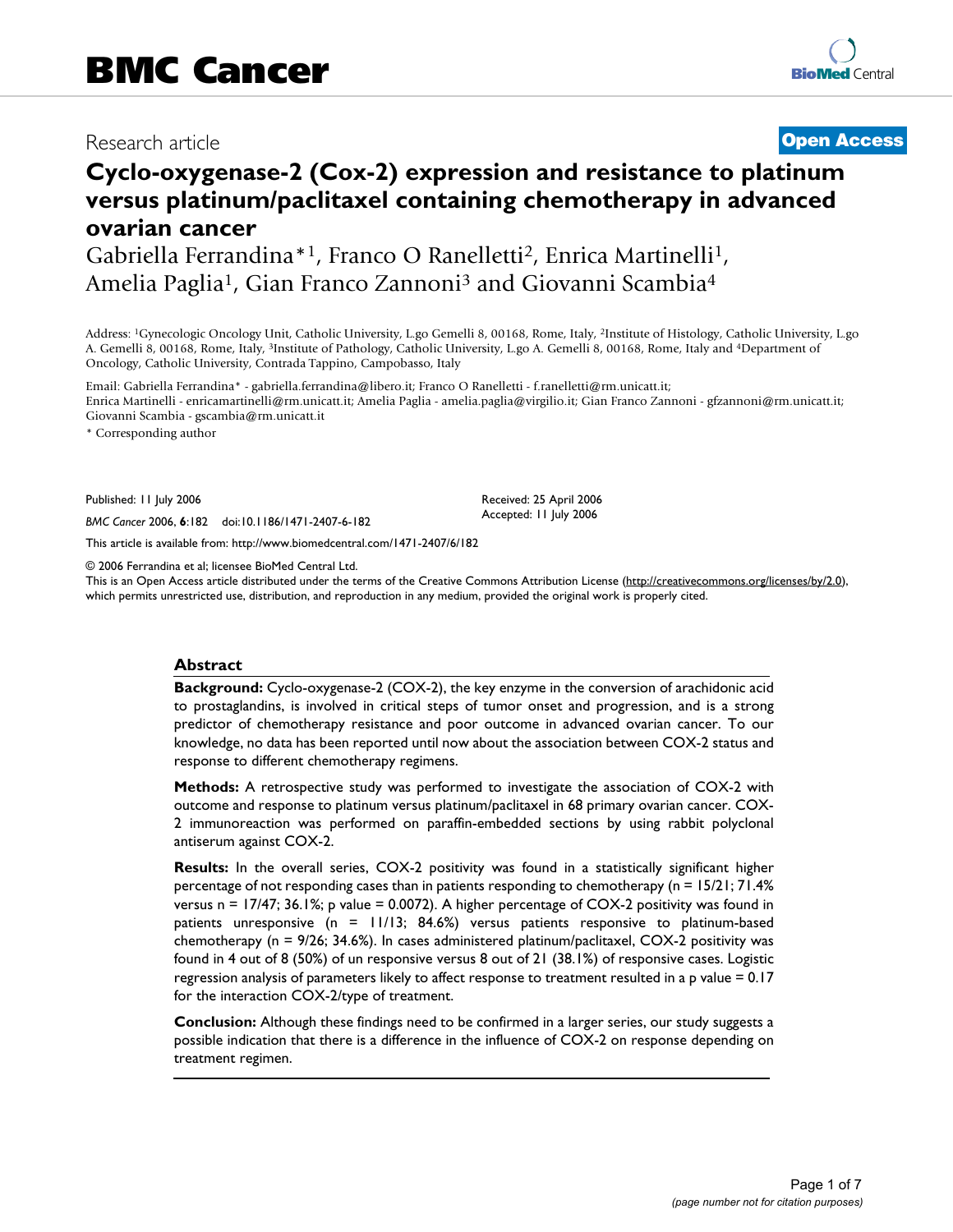BMC Cancer

Research article

**Open Access**

# Cyclo-oxygenase-2 (Cox-2) expression and resistance to platinum versus platinum/paclitaxel containing chemotherapy in advanced ovarian cancer

Gabriella Ferrandina*[1], Franco O Ranelletti[2], Enrica Martinelli[1], Amelia Paglia[1], Gian Franco Zannoni[3] and Giovanni Scambia[4]

Address: [1]Gynecologic Oncology Unit, Catholic University, L.go Gemelli 8, 00168, Rome, Italy, [2]Institute of Histology, Catholic University, L.go A. Gemelli 8, 00168, Rome, Italy, [3]Institute of Pathology, Catholic University, L.go A. Gemelli 8, 00168, Rome, Italy and [4]Department of Oncology, Catholic University, Contrada Tappino, Campobasso, Italy

Email: Gabriella Ferrandina* - gabriella.ferrandina@libero.it; Franco O Ranelletti - f.ranelletti@rm.unicatt.it; Enrica Martinelli - enricamartinelli@rm.unicatt.it; Amelia Paglia - amelia.paglia@virgilio.it; Gian Franco Zannoni - gfzannoni@rm.unicatt.it; Giovanni Scambia - gscambia@rm.unicatt.it

* Corresponding author

Published: 11 July 2006

*BMC Cancer* 2006, **6**:182 doi:10.1186/1471-2407-6-182

Received: 25 April 2006
Accepted: 11 July 2006

This article is available from: http://www.biomedcentral.com/1471-2407/6/182

© 2006 Ferrandina et al; licensee BioMed Central Ltd.
This is an Open Access article distributed under the terms of the Creative Commons Attribution License (http://creativecommons.org/licenses/by/2.0), which permits unrestricted use, distribution, and reproduction in any medium, provided the original work is properly cited.

## Abstract

**Background:** Cyclo-oxygenase-2 (COX-2), the key enzyme in the conversion of arachidonic acid to prostaglandins, is involved in critical steps of tumor onset and progression, and is a strong predictor of chemotherapy resistance and poor outcome in advanced ovarian cancer. To our knowledge, no data has been reported until now about the association between COX-2 status and response to different chemotherapy regimens.

**Methods:** A retrospective study was performed to investigate the association of COX-2 with outcome and response to platinum versus platinum/paclitaxel in 68 primary ovarian cancer. COX-2 immunoreaction was performed on paraffin-embedded sections by using rabbit polyclonal antiserum against COX-2.

**Results:** In the overall series, COX-2 positivity was found in a statistically significant higher percentage of not responding cases than in patients responding to chemotherapy (n = 15/21; 71.4% versus n = 17/47; 36.1%; p value = 0.0072). A higher percentage of COX-2 positivity was found in patients unresponsive (n = 11/13; 84.6%) versus patients responsive to platinum-based chemotherapy (n = 9/26; 34.6%). In cases administered platinum/paclitaxel, COX-2 positivity was found in 4 out of 8 (50%) of un responsive versus 8 out of 21 (38.1%) of responsive cases. Logistic regression analysis of parameters likely to affect response to treatment resulted in a p value = 0.17 for the interaction COX-2/type of treatment.

**Conclusion:** Although these findings need to be confirmed in a larger series, our study suggests a possible indication that there is a difference in the influence of COX-2 on response depending on treatment regimen.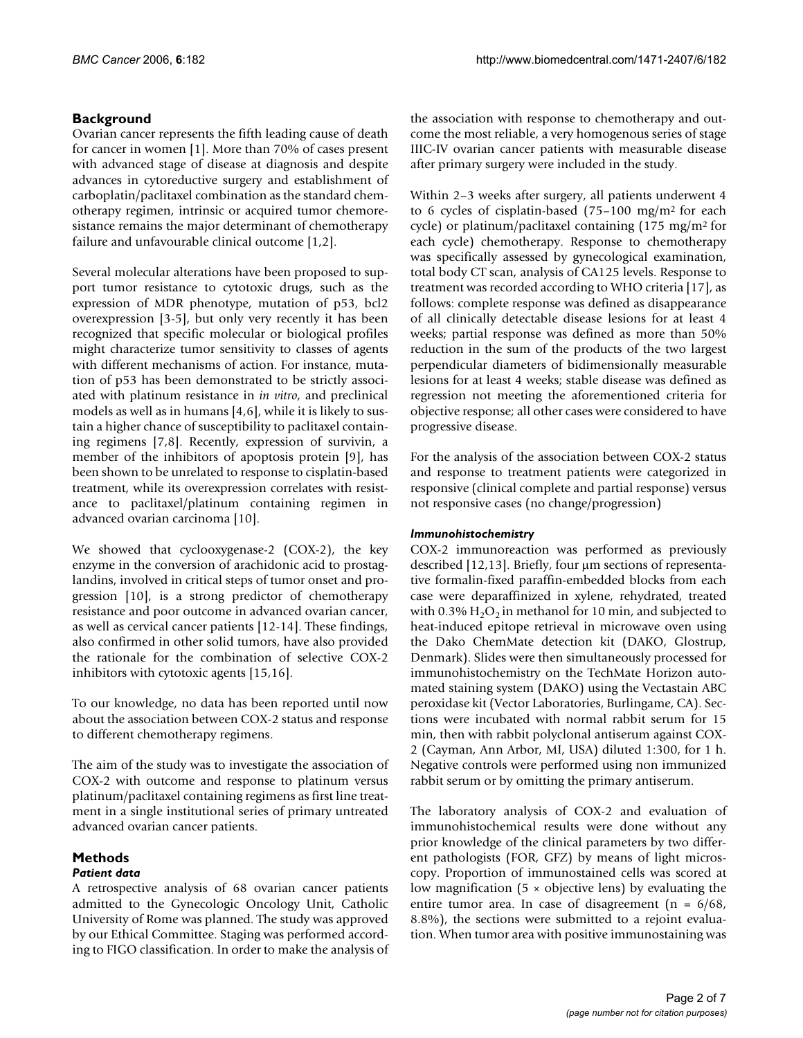## Background

Ovarian cancer represents the fifth leading cause of death for cancer in women [1]. More than 70% of cases present with advanced stage of disease at diagnosis and despite advances in cytoreductive surgery and establishment of carboplatin/paclitaxel combination as the standard chemotherapy regimen, intrinsic or acquired tumor chemoresistance remains the major determinant of chemotherapy failure and unfavourable clinical outcome [1,2].

Several molecular alterations have been proposed to support tumor resistance to cytotoxic drugs, such as the expression of MDR phenotype, mutation of p53, bcl2 overexpression [3-5], but only very recently it has been recognized that specific molecular or biological profiles might characterize tumor sensitivity to classes of agents with different mechanisms of action. For instance, mutation of p53 has been demonstrated to be strictly associated with platinum resistance in *in vitro*, and preclinical models as well as in humans [4,6], while it is likely to sustain a higher chance of susceptibility to paclitaxel containing regimens [7,8]. Recently, expression of survivin, a member of the inhibitors of apoptosis protein [9], has been shown to be unrelated to response to cisplatin-based treatment, while its overexpression correlates with resistance to paclitaxel/platinum containing regimen in advanced ovarian carcinoma [10].

We showed that cyclooxygenase-2 (COX-2), the key enzyme in the conversion of arachidonic acid to prostaglandins, involved in critical steps of tumor onset and progression [10], is a strong predictor of chemotherapy resistance and poor outcome in advanced ovarian cancer, as well as cervical cancer patients [12-14]. These findings, also confirmed in other solid tumors, have also provided the rationale for the combination of selective COX-2 inhibitors with cytotoxic agents [15,16].

To our knowledge, no data has been reported until now about the association between COX-2 status and response to different chemotherapy regimens.

The aim of the study was to investigate the association of COX-2 with outcome and response to platinum versus platinum/paclitaxel containing regimens as first line treatment in a single institutional series of primary untreated advanced ovarian cancer patients.

## Methods

### *Patient data*

A retrospective analysis of 68 ovarian cancer patients admitted to the Gynecologic Oncology Unit, Catholic University of Rome was planned. The study was approved by our Ethical Committee. Staging was performed according to FIGO classification. In order to make the analysis of the association with response to chemotherapy and outcome the most reliable, a very homogenous series of stage IIIC-IV ovarian cancer patients with measurable disease after primary surgery were included in the study.

Within 2–3 weeks after surgery, all patients underwent 4 to 6 cycles of cisplatin-based (75–100 mg/m$^2$ for each cycle) or platinum/paclitaxel containing (175 mg/m$^2$ for each cycle) chemotherapy. Response to chemotherapy was specifically assessed by gynecological examination, total body CT scan, analysis of CA125 levels. Response to treatment was recorded according to WHO criteria [17], as follows: complete response was defined as disappearance of all clinically detectable disease lesions for at least 4 weeks; partial response was defined as more than 50% reduction in the sum of the products of the two largest perpendicular diameters of bidimensionally measurable lesions for at least 4 weeks; stable disease was defined as regression not meeting the aforementioned criteria for objective response; all other cases were considered to have progressive disease.

For the analysis of the association between COX-2 status and response to treatment patients were categorized in responsive (clinical complete and partial response) versus not responsive cases (no change/progression)

### *Immunohistochemistry*

COX-2 immunoreaction was performed as previously described [12,13]. Briefly, four μm sections of representative formalin-fixed paraffin-embedded blocks from each case were deparaffinized in xylene, rehydrated, treated with 0.3% $H_2O_2$ in methanol for 10 min, and subjected to heat-induced epitope retrieval in microwave oven using the Dako ChemMate detection kit (DAKO, Glostrup, Denmark). Slides were then simultaneously processed for immunohistochemistry on the TechMate Horizon automated staining system (DAKO) using the Vectastain ABC peroxidase kit (Vector Laboratories, Burlingame, CA). Sections were incubated with normal rabbit serum for 15 min, then with rabbit polyclonal antiserum against COX-2 (Cayman, Ann Arbor, MI, USA) diluted 1:300, for 1 h. Negative controls were performed using non immunized rabbit serum or by omitting the primary antiserum.

The laboratory analysis of COX-2 and evaluation of immunohistochemical results were done without any prior knowledge of the clinical parameters by two different pathologists (FOR, GFZ) by means of light microscopy. Proportion of immunostained cells was scored at low magnification (5 × objective lens) by evaluating the entire tumor area. In case of disagreement (n = 6/68, 8.8%), the sections were submitted to a rejoint evaluation. When tumor area with positive immunostaining was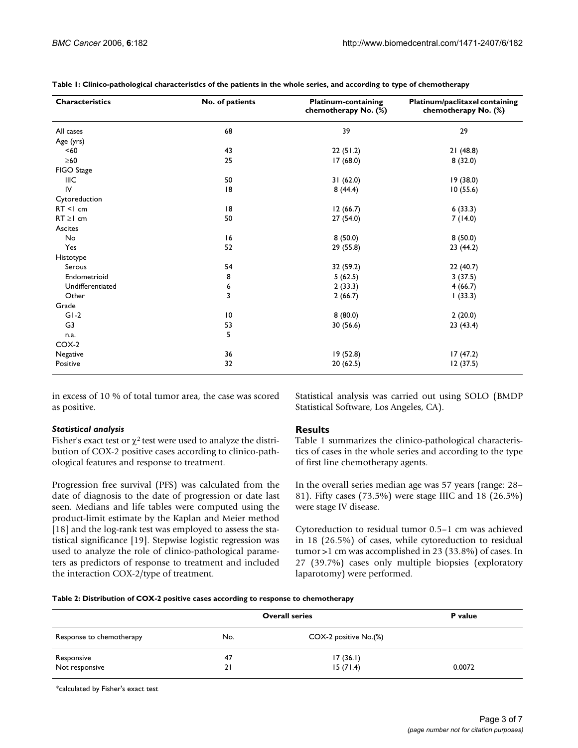**Table 1: Clinico-pathological characteristics of the patients in the whole series, and according to type of chemotherapy**

| Characteristics | No. of patients | Platinum-containing chemotherapy No. (%) | Platinum/paclitaxel containing chemotherapy No. (%) |
|---|---|---|---|
| All cases | 68 | 39 | 29 |
| Age (yrs) | | | |
| <60 | 43 | 22 (51.2) | 21 (48.8) |
| ≥60 | 25 | 17 (68.0) | 8 (32.0) |
| FIGO Stage | | | |
| IIIC | 50 | 31 (62.0) | 19 (38.0) |
| IV | 18 | 8 (44.4) | 10 (55.6) |
| Cytoreduction | | | |
| RT <1 cm | 18 | 12 (66.7) | 6 (33.3) |
| RT ≥1 cm | 50 | 27 (54.0) | 7 (14.0) |
| Ascites | | | |
| No | 16 | 8 (50.0) | 8 (50.0) |
| Yes | 52 | 29 (55.8) | 23 (44.2) |
| Histotype | | | |
| Serous | 54 | 32 (59.2) | 22 (40.7) |
| Endometrioid | 8 | 5 (62.5) | 3 (37.5) |
| Undifferentiated | 6 | 2 (33.3) | 4 (66.7) |
| Other | 3 | 2 (66.7) | 1 (33.3) |
| Grade | | | |
| G1-2 | 10 | 8 (80.0) | 2 (20.0) |
| G3 | 53 | 30 (56.6) | 23 (43.4) |
| n.a. | 5 | | |
| COX-2 | | | |
| Negative | 36 | 19 (52.8) | 17 (47.2) |
| Positive | 32 | 20 (62.5) | 12 (37.5) |

in excess of 10 % of total tumor area, the case was scored as positive.

### *Statistical analysis*

Fisher's exact test or $\chi^2$ test were used to analyze the distribution of COX-2 positive cases according to clinico-pathological features and response to treatment.

Progression free survival (PFS) was calculated from the date of diagnosis to the date of progression or date last seen. Medians and life tables were computed using the product-limit estimate by the Kaplan and Meier method [18] and the log-rank test was employed to assess the statistical significance [19]. Stepwise logistic regression was used to analyze the role of clinico-pathological parameters as predictors of response to treatment and included the interaction COX-2/type of treatment.

Statistical analysis was carried out using SOLO (BMDP Statistical Software, Los Angeles, CA).

## Results

Table 1 summarizes the clinico-pathological characteristics of cases in the whole series and according to the type of first line chemotherapy agents.

In the overall series median age was 57 years (range: 28–81). Fifty cases (73.5%) were stage IIIC and 18 (26.5%) were stage IV disease.

Cytoreduction to residual tumor 0.5–1 cm was achieved in 18 (26.5%) of cases, while cytoreduction to residual tumor >1 cm was accomplished in 23 (33.8%) of cases. In 27 (39.7%) cases only multiple biopsies (exploratory laparotomy) were performed.

**Table 2: Distribution of COX-2 positive cases according to response to chemotherapy**

| | Overall series | | P value |
|---|---|---|---|
| Response to chemotherapy | No. | COX-2 positive No.(%) | |
| Responsive | 47 | 17 (36.1) | |
| Not responsive | 21 | 15 (71.4) | 0.0072 |

*calculated by Fisher's exact test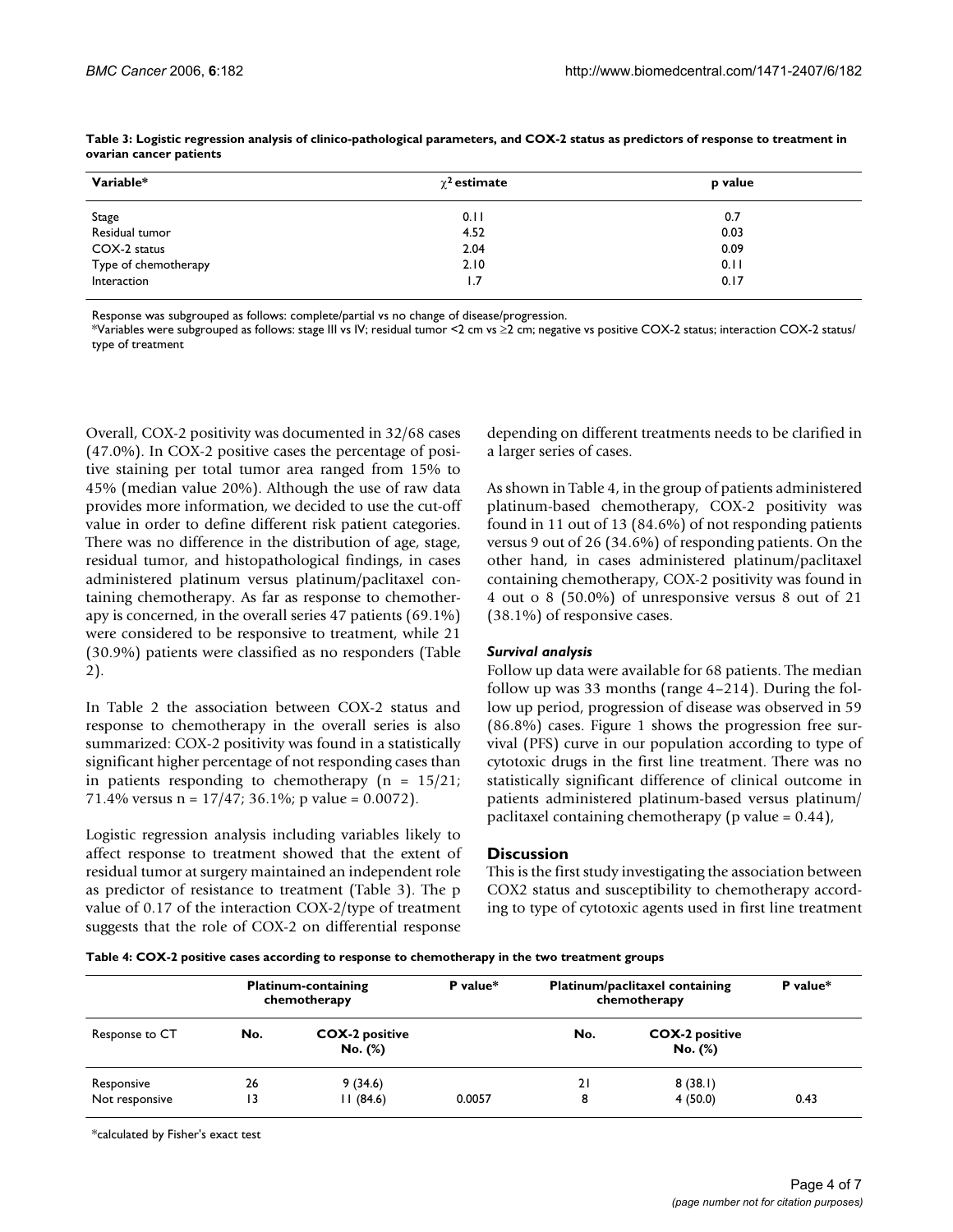**Table 3: Logistic regression analysis of clinico-pathological parameters, and COX-2 status as predictors of response to treatment in ovarian cancer patients**

| Variable* | $\chi^2$ estimate | p value |
|---|---|---|
| Stage | 0.11 | 0.7 |
| Residual tumor | 4.52 | 0.03 |
| COX-2 status | 2.04 | 0.09 |
| Type of chemotherapy | 2.10 | 0.11 |
| Interaction | 1.7 | 0.17 |

Response was subgrouped as follows: complete/partial vs no change of disease/progression.
*Variables were subgrouped as follows: stage III vs IV; residual tumor <2 cm vs ≥2 cm; negative vs positive COX-2 status; interaction COX-2 status/type of treatment

Overall, COX-2 positivity was documented in 32/68 cases (47.0%). In COX-2 positive cases the percentage of positive staining per total tumor area ranged from 15% to 45% (median value 20%). Although the use of raw data provides more information, we decided to use the cut-off value in order to define different risk patient categories. There was no difference in the distribution of age, stage, residual tumor, and histopathological findings, in cases administered platinum versus platinum/paclitaxel containing chemotherapy. As far as response to chemotherapy is concerned, in the overall series 47 patients (69.1%) were considered to be responsive to treatment, while 21 (30.9%) patients were classified as no responders (Table 2).

In Table 2 the association between COX-2 status and response to chemotherapy in the overall series is also summarized: COX-2 positivity was found in a statistically significant higher percentage of not responding cases than in patients responding to chemotherapy (n = 15/21; 71.4% versus n = 17/47; 36.1%; p value = 0.0072).

Logistic regression analysis including variables likely to affect response to treatment showed that the extent of residual tumor at surgery maintained an independent role as predictor of resistance to treatment (Table 3). The p value of 0.17 of the interaction COX-2/type of treatment suggests that the role of COX-2 on differential response depending on different treatments needs to be clarified in a larger series of cases.

As shown in Table 4, in the group of patients administered platinum-based chemotherapy, COX-2 positivity was found in 11 out of 13 (84.6%) of not responding patients versus 9 out of 26 (34.6%) of responding patients. On the other hand, in cases administered platinum/paclitaxel containing chemotherapy, COX-2 positivity was found in 4 out o 8 (50.0%) of unresponsive versus 8 out of 21 (38.1%) of responsive cases.

### *Survival analysis*

Follow up data were available for 68 patients. The median follow up was 33 months (range 4–214). During the follow up period, progression of disease was observed in 59 (86.8%) cases. Figure 1 shows the progression free survival (PFS) curve in our population according to type of cytotoxic drugs in the first line treatment. There was no statistically significant difference of clinical outcome in patients administered platinum-based versus platinum/paclitaxel containing chemotherapy (p value = 0.44),

## Discussion

This is the first study investigating the association between COX2 status and susceptibility to chemotherapy according to type of cytotoxic agents used in first line treatment

**Table 4: COX-2 positive cases according to response to chemotherapy in the two treatment groups**

| | Platinum-containing chemotherapy | | P value* | Platinum/paclitaxel containing chemotherapy | | P value* |
|---|---|---|---|---|---|---|
| Response to CT | No. | COX-2 positive No. (%) | | No. | COX-2 positive No. (%) | |
| Responsive | 26 | 9 (34.6) | | 21 | 8 (38.1) | |
| Not responsive | 13 | 11 (84.6) | 0.0057 | 8 | 4 (50.0) | 0.43 |

*calculated by Fisher's exact test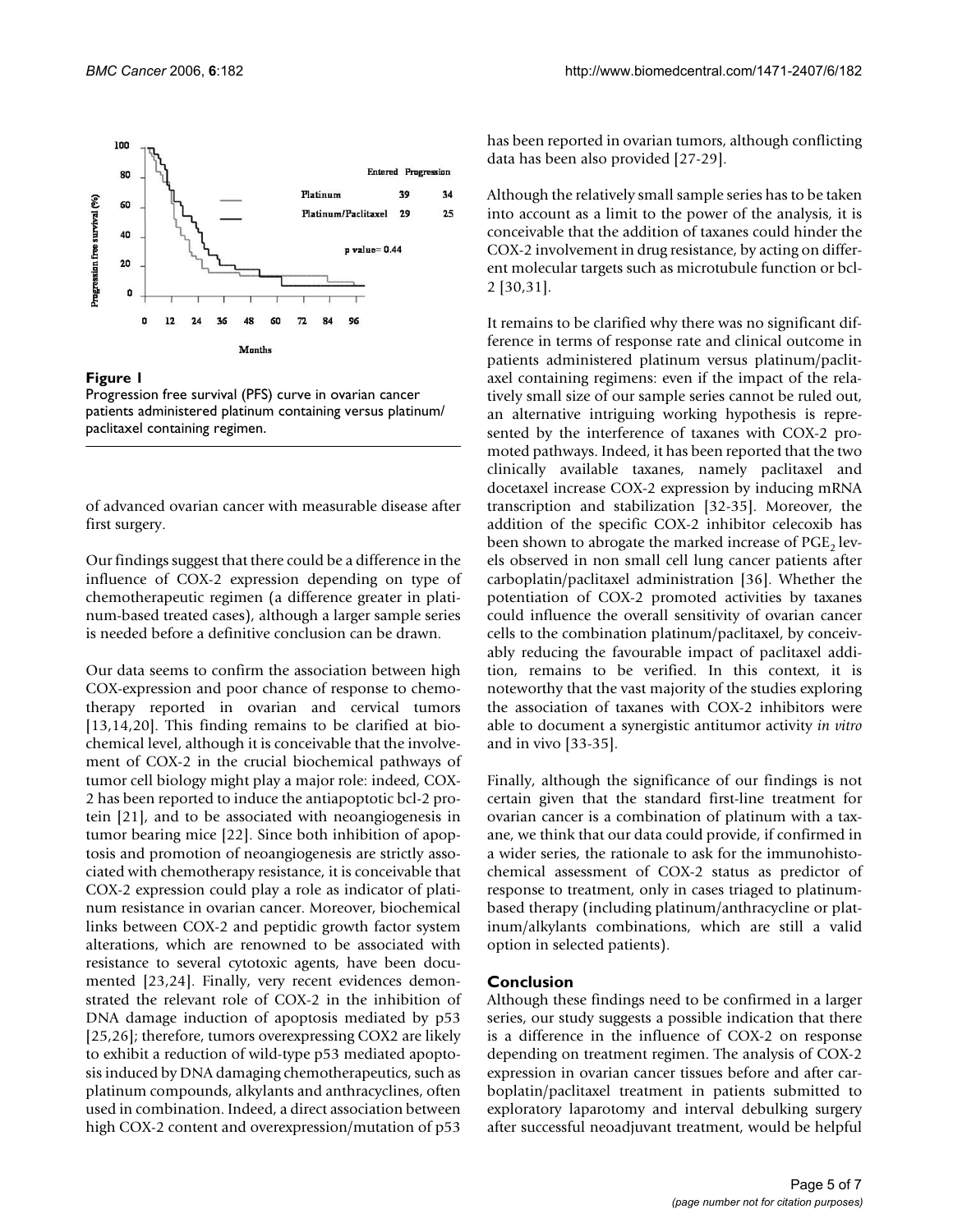**Figure 1**

Progression free survival (PFS) curve in ovarian cancer patients administered platinum containing versus platinum/paclitaxel containing regimen.

of advanced ovarian cancer with measurable disease after first surgery.

Our findings suggest that there could be a difference in the influence of COX-2 expression depending on type of chemotherapeutic regimen (a difference greater in platinum-based treated cases), although a larger sample series is needed before a definitive conclusion can be drawn.

Our data seems to confirm the association between high COX-expression and poor chance of response to chemotherapy reported in ovarian and cervical tumors [13,14,20]. This finding remains to be clarified at biochemical level, although it is conceivable that the involvement of COX-2 in the crucial biochemical pathways of tumor cell biology might play a major role: indeed, COX-2 has been reported to induce the antiapoptotic bcl-2 protein [21], and to be associated with neoangiogenesis in tumor bearing mice [22]. Since both inhibition of apoptosis and promotion of neoangiogenesis are strictly associated with chemotherapy resistance, it is conceivable that COX-2 expression could play a role as indicator of platinum resistance in ovarian cancer. Moreover, biochemical links between COX-2 and peptidic growth factor system alterations, which are renowned to be associated with resistance to several cytotoxic agents, have been documented [23,24]. Finally, very recent evidences demonstrated the relevant role of COX-2 in the inhibition of DNA damage induction of apoptosis mediated by p53 [25,26]; therefore, tumors overexpressing COX2 are likely to exhibit a reduction of wild-type p53 mediated apoptosis induced by DNA damaging chemotherapeutics, such as platinum compounds, alkylants and anthracyclines, often used in combination. Indeed, a direct association between high COX-2 content and overexpression/mutation of p53 has been reported in ovarian tumors, although conflicting data has been also provided [27-29].

Although the relatively small sample series has to be taken into account as a limit to the power of the analysis, it is conceivable that the addition of taxanes could hinder the COX-2 involvement in drug resistance, by acting on different molecular targets such as microtubule function or bcl-2 [30,31].

It remains to be clarified why there was no significant difference in terms of response rate and clinical outcome in patients administered platinum versus platinum/paclitaxel containing regimens: even if the impact of the relatively small size of our sample series cannot be ruled out, an alternative intriguing working hypothesis is represented by the interference of taxanes with COX-2 promoted pathways. Indeed, it has been reported that the two clinically available taxanes, namely paclitaxel and docetaxel increase COX-2 expression by inducing mRNA transcription and stabilization [32-35]. Moreover, the addition of the specific COX-2 inhibitor celecoxib has been shown to abrogate the marked increase of $PGE_2$ levels observed in non small cell lung cancer patients after carboplatin/paclitaxel administration [36]. Whether the potentiation of COX-2 promoted activities by taxanes could influence the overall sensitivity of ovarian cancer cells to the combination platinum/paclitaxel, by conceivably reducing the favourable impact of paclitaxel addition, remains to be verified. In this context, it is noteworthy that the vast majority of the studies exploring the association of taxanes with COX-2 inhibitors were able to document a synergistic antitumor activity *in vitro* and in vivo [33-35].

Finally, although the significance of our findings is not certain given that the standard first-line treatment for ovarian cancer is a combination of platinum with a taxane, we think that our data could provide, if confirmed in a wider series, the rationale to ask for the immunohistochemical assessment of COX-2 status as predictor of response to treatment, only in cases triaged to platinum-based therapy (including platinum/anthracycline or platinum/alkylants combinations, which are still a valid option in selected patients).

## Conclusion

Although these findings need to be confirmed in a larger series, our study suggests a possible indication that there is a difference in the influence of COX-2 on response depending on treatment regimen. The analysis of COX-2 expression in ovarian cancer tissues before and after carboplatin/paclitaxel treatment in patients submitted to exploratory laparotomy and interval debulking surgery after successful neoadjuvant treatment, would be helpful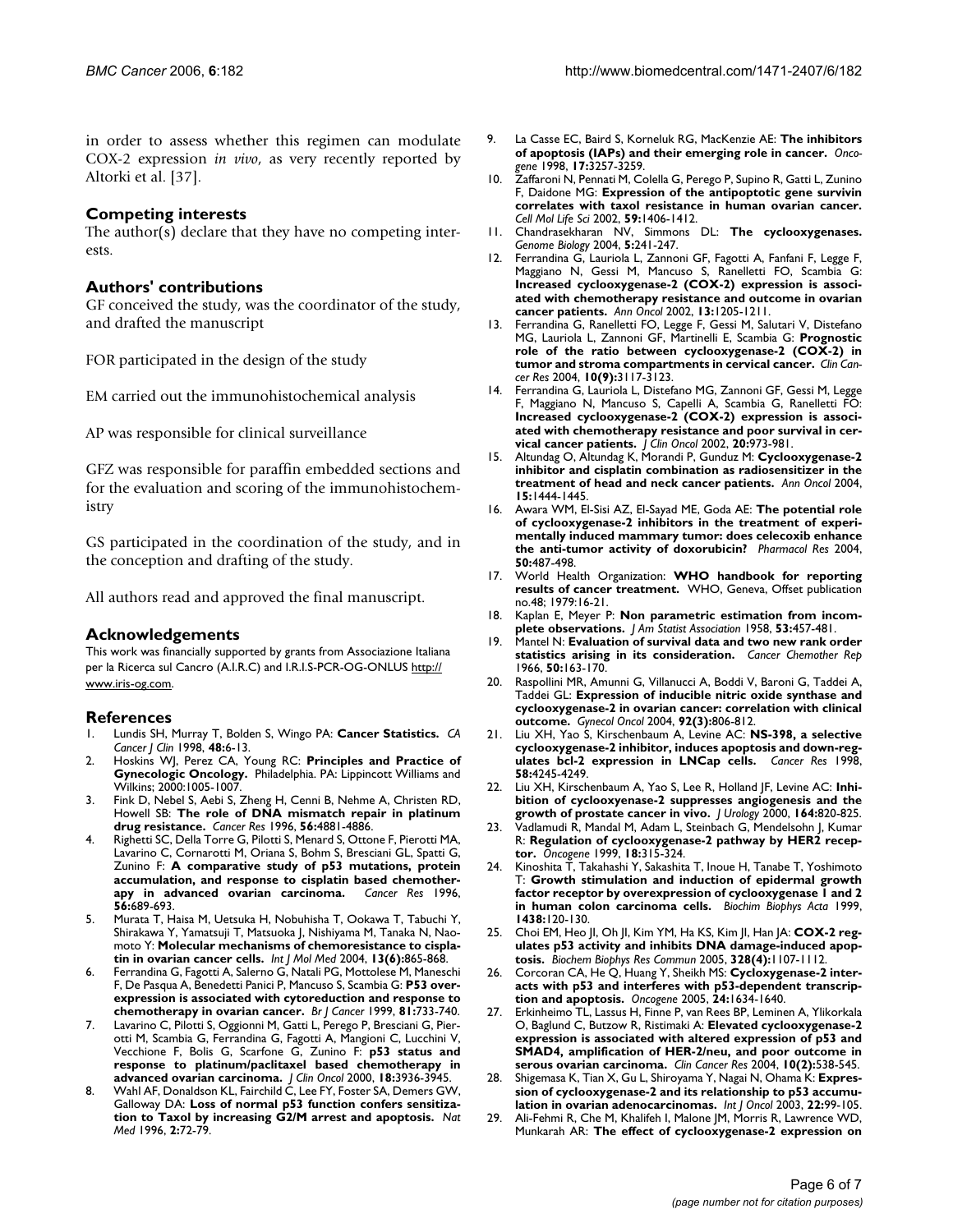in order to assess whether this regimen can modulate COX-2 expression *in vivo*, as very recently reported by Altorki et al. [37].

## Competing interests

The author(s) declare that they have no competing interests.

## Authors' contributions

GF conceived the study, was the coordinator of the study, and drafted the manuscript

FOR participated in the design of the study

EM carried out the immunohistochemical analysis

AP was responsible for clinical surveillance

GFZ was responsible for paraffin embedded sections and for the evaluation and scoring of the immunohistochemistry

GS participated in the coordination of the study, and in the conception and drafting of the study.

All authors read and approved the final manuscript.

## Acknowledgements

This work was financially supported by grants from Associazione Italiana per la Ricerca sul Cancro (A.I.R.C) and I.R.I.S-PCR-OG-ONLUS http://www.iris-og.com.

## References

1. Lundis SH, Murray T, Bolden S, Wingo PA: **Cancer Statistics.** *CA Cancer J Clin* 1998, **48:**6-13.
2. Hoskins WJ, Perez CA, Young RC: **Principles and Practice of Gynecologic Oncology.** Philadelphia. PA: Lippincott Williams and Wilkins; 2000:1005-1007.
3. Fink D, Nebel S, Aebi S, Zheng H, Cenni B, Nehme A, Christen RD, Howell SB: **The role of DNA mismatch repair in platinum drug resistance.** *Cancer Res* 1996, **56:**4881-4886.
4. Righetti SC, Della Torre G, Pilotti S, Menard S, Ottone F, Pierotti MA, Lavarino C, Cornarotti M, Oriana S, Bohm S, Bresciani GL, Spatti G, Zunino F: **A comparative study of p53 mutations, protein accumulation, and response to cisplatin based chemotherapy in advanced ovarian carcinoma.** *Cancer Res* 1996, **56:**689-693.
5. Murata T, Haisa M, Uetsuka H, Nobuhisha T, Ookawa T, Tabuchi Y, Shirakawa Y, Yamatsuji T, Matsuoka J, Nishiyama M, Tanaka N, Naomoto Y: **Molecular mechanisms of chemoresistance to cisplatin in ovarian cancer cells.** *Int J Mol Med* 2004, **13(6):**865-868.
6. Ferrandina G, Fagotti A, Salerno G, Natali PG, Mottolese M, Maneschi F, De Pasqua A, Benedetti Panici P, Mancuso S, Scambia G: **P53 overexpression is associated with cytoreduction and response to chemotherapy in ovarian cancer.** *Br J Cancer* 1999, **81:**733-740.
7. Lavarino C, Pilotti S, Oggionni M, Gatti L, Perego P, Bresciani G, Pierotti M, Scambia G, Ferrandina G, Fagotti A, Mangioni C, Lucchini V, Vecchione F, Bolis G, Scarfone G, Zunino F: **p53 status and response to platinum/paclitaxel based chemotherapy in advanced ovarian carcinoma.** *J Clin Oncol* 2000, **18:**3936-3945.
8. Wahl AF, Donaldson KL, Fairchild C, Lee FY, Foster SA, Demers GW, Galloway DA: **Loss of normal p53 function confers sensitization to Taxol by increasing G2/M arrest and apoptosis.** *Nat Med* 1996, **2:**72-79.
9. La Casse EC, Baird S, Korneluk RG, MacKenzie AE: **The inhibitors of apoptosis (IAPs) and their emerging role in cancer.** *Oncogene* 1998, **17:**3257-3259.
10. Zaffaroni N, Pennati M, Colella G, Perego P, Supino R, Gatti L, Zunino F, Daidone MG: **Expression of the antipoptotic gene survivin correlates with taxol resistance in human ovarian cancer.** *Cell Mol Life Sci* 2002, **59:**1406-1412.
11. Chandrasekharan NV, Simmons DL: **The cyclooxygenases.** *Genome Biology* 2004, **5:**241-247.
12. Ferrandina G, Lauriola L, Zannoni GF, Fagotti A, Fanfani F, Legge F, Maggiano N, Gessi M, Mancuso S, Ranelletti FO, Scambia G: **Increased cyclooxygenase-2 (COX-2) expression is associated with chemotherapy resistance and outcome in ovarian cancer patients.** *Ann Oncol* 2002, **13:**1205-1211.
13. Ferrandina G, Ranelletti FO, Legge F, Gessi M, Salutari V, Distefano MG, Lauriola L, Zannoni GF, Martinelli E, Scambia G: **Prognostic role of the ratio between cyclooxygenase-2 (COX-2) in tumor and stroma compartments in cervical cancer.** *Clin Cancer Res* 2004, **10(9):**3117-3123.
14. Ferrandina G, Lauriola L, Distefano MG, Zannoni GF, Gessi M, Legge F, Maggiano N, Mancuso S, Capelli A, Scambia G, Ranelletti FO: **Increased cyclooxygenase-2 (COX-2) expression is associated with chemotherapy resistance and poor survival in cervical cancer patients.** *J Clin Oncol* 2002, **20:**973-981.
15. Altundag O, Altundag K, Morandi P, Gunduz M: **Cyclooxygenase-2 inhibitor and cisplatin combination as radiosensitizer in the treatment of head and neck cancer patients.** *Ann Oncol* 2004, **15:**1444-1445.
16. Awara WM, El-Sisi AZ, El-Sayad ME, Goda AE: **The potential role of cyclooxygenase-2 inhibitors in the treatment of experimentally induced mammary tumor: does celecoxib enhance the anti-tumor activity of doxorubicin?** *Pharmacol Res* 2004, **50:**487-498.
17. World Health Organization: **WHO handbook for reporting results of cancer treatment.** WHO, Geneva, Offset publication no.48; 1979:16-21.
18. Kaplan E, Meyer P: **Non parametric estimation from incomplete observations.** *J Am Statist Association* 1958, **53:**457-481.
19. Mantel N: **Evaluation of survival data and two new rank order statistics arising in its consideration.** *Cancer Chemother Rep* 1966, **50:**163-170.
20. Raspollini MR, Amunni G, Villanucci A, Boddi V, Baroni G, Taddei A, Taddei GL: **Expression of inducible nitric oxide synthase and cyclooxygenase-2 in ovarian cancer: correlation with clinical outcome.** *Gynecol Oncol* 2004, **92(3):**806-812.
21. Liu XH, Yao S, Kirschenbaum A, Levine AC: **NS-398, a selective cyclooxygenase-2 inhibitor, induces apoptosis and down-regulates bcl-2 expression in LNCap cells.** *Cancer Res* 1998, **58:**4245-4249.
22. Liu XH, Kirschenbaum A, Yao S, Lee R, Holland JF, Levine AC: **Inhibition of cyclooxyenase-2 suppresses angiogenesis and the growth of prostate cancer in vivo.** *J Urology* 2000, **164:**820-825.
23. Vadlamudi R, Mandal M, Adam L, Steinbach G, Mendelsohn J, Kumar R: **Regulation of cyclooxygenase-2 pathway by HER2 receptor.** *Oncogene* 1999, **18:**315-324.
24. Kinoshita T, Takahashi Y, Sakashita T, Inoue H, Tanabe T, Yoshimoto T: **Growth stimulation and induction of epidermal growth factor receptor by overexpression of cyclooxygenase 1 and 2 in human colon carcinoma cells.** *Biochim Biophys Acta* 1999, **1438:**120-130.
25. Choi EM, Heo JI, Oh JI, Kim YM, Ha KS, Kim JI, Han JA: **COX-2 regulates p53 activity and inhibits DNA damage-induced apoptosis.** *Biochem Biophys Res Commun* 2005, **328(4):**1107-1112.
26. Corcoran CA, He Q, Huang Y, Sheikh MS: **Cyclooxygenase-2 interacts with p53 and interferes with p53-dependent transcription and apoptosis.** *Oncogene* 2005, **24:**1634-1640.
27. Erkinheimo TL, Lassus H, Finne P, van Rees BP, Leminen A, Ylikorkala O, Baglund C, Butzow R, Ristimaki A: **Elevated cyclooxygenase-2 expression is associated with altered expression of p53 and SMAD4, amplification of HER-2/neu, and poor outcome in serous ovarian carcinoma.** *Clin Cancer Res* 2004, **10(2):**538-545.
28. Shigemasa K, Tian X, Gu L, Shiroyama Y, Nagai N, Ohama K: **Expression of cyclooxygenase-2 and its relationship to p53 accumulation in ovarian adenocarcinomas.** *Int J Oncol* 2003, **22:**99-105.
29. Ali-Fehmi R, Che M, Khalifeh I, Malone JM, Morris R, Lawrence WD, Munkarah AR: **The effect of cyclooxygenase-2 expression on**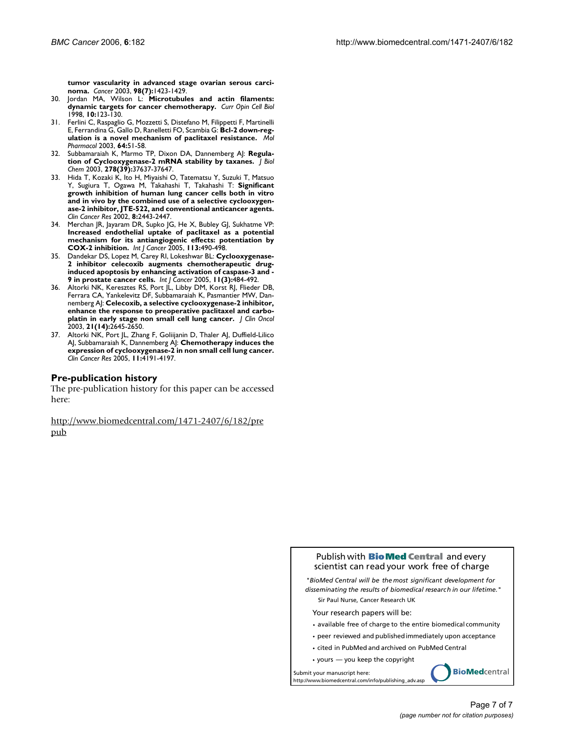tumor vascularity in advanced stage ovarian serous carcinoma. *Cancer* 2003, **98(7):**1423-1429.

30. Jordan MA, Wilson L: **Microtubules and actin filaments: dynamic targets for cancer chemotherapy.** *Curr Opin Cell Biol* 1998, **10:**123-130.
31. Ferlini C, Raspaglio G, Mozzetti S, Distefano M, Filippetti F, Martinelli E, Ferrandina G, Gallo D, Ranelletti FO, Scambia G: **Bcl-2 down-regulation is a novel mechanism of paclitaxel resistance.** *Mol Pharmacol* 2003, **64:**51-58.
32. Subbamaraiah K, Marmo TP, Dixon DA, Dannenberg AJ: **Regulation of Cyclooxygenase-2 mRNA stability by taxanes.** *J Biol Chem* 2003, **278(39):**37637-37647.
33. Hida T, Kozaki K, Ito H, Miyaishi O, Tatematsu Y, Suzuki T, Matsuo Y, Sugiura T, Ogawa M, Takahashi T, Takahashi T: **Significant growth inhibition of human lung cancer cells both in vitro and in vivo by the combined use of a selective cyclooxygenase-2 inhibitor, JTE-522, and conventional anticancer agents.** *Clin Cancer Res* 2002, **8:**2443-2447.
34. Merchan JR, Jayaram DR, Supko JG, He X, Bubley GJ, Sukhatme VP: **Increased endothelial uptake of paclitaxel as a potential mechanism for its antiangiogenic effects: potentiation by COX-2 inhibition.** *Int J Cancer* 2005, **113:**490-498.
35. Dandekar DS, Lopez M, Carey RI, Lokeshwar BL: **Cyclooxygenase-2 inhibitor celecoxib augments chemotherapeutic drug-induced apoptosis by enhancing activation of caspase-3 and -9 in prostate cancer cells.** *Int J Cancer* 2005, **11(3):**484-492.
36. Altorki NK, Keresztes RS, Port JL, Libby DM, Korst RJ, Flieder DB, Ferrara CA, Yankelevitz DF, Subbamaraiah K, Pasmantier MW, Dannenberg AJ: **Celecoxib, a selective cyclooxygenase-2 inhibitor, enhance the response to preoperative paclitaxel and carboplatin in early stage non small cell lung cancer.** *J Clin Oncol* 2003, **21(14):**2645-2650.
37. Altorki NK, Port JL, Zhang F, Golijanin D, Thaler AJ, Duffield-Lilico AJ, Subbamaraiah K, Dannenberg AJ: **Chemotherapy induces the expression of cyclooxygenase-2 in non small cell lung cancer.** *Clin Cancer Res* 2005, **11:**4191-4197.

## Pre-publication history

The pre-publication history for this paper can be accessed here:

http://www.biomedcentral.com/1471-2407/6/182/prepub

Publish with **BioMed Central** and every scientist can read your work free of charge

*"BioMed Central will be the most significant development for disseminating the results of biomedical research in our lifetime."*
Sir Paul Nurse, Cancer Research UK

Your research papers will be:

- available free of charge to the entire biomedical community
- peer reviewed and published immediately upon acceptance
- cited in PubMed and archived on PubMed Central
- yours — you keep the copyright

Submit your manuscript here:
http://www.biomedcentral.com/info/publishing_adv.asp

BioMedcentral